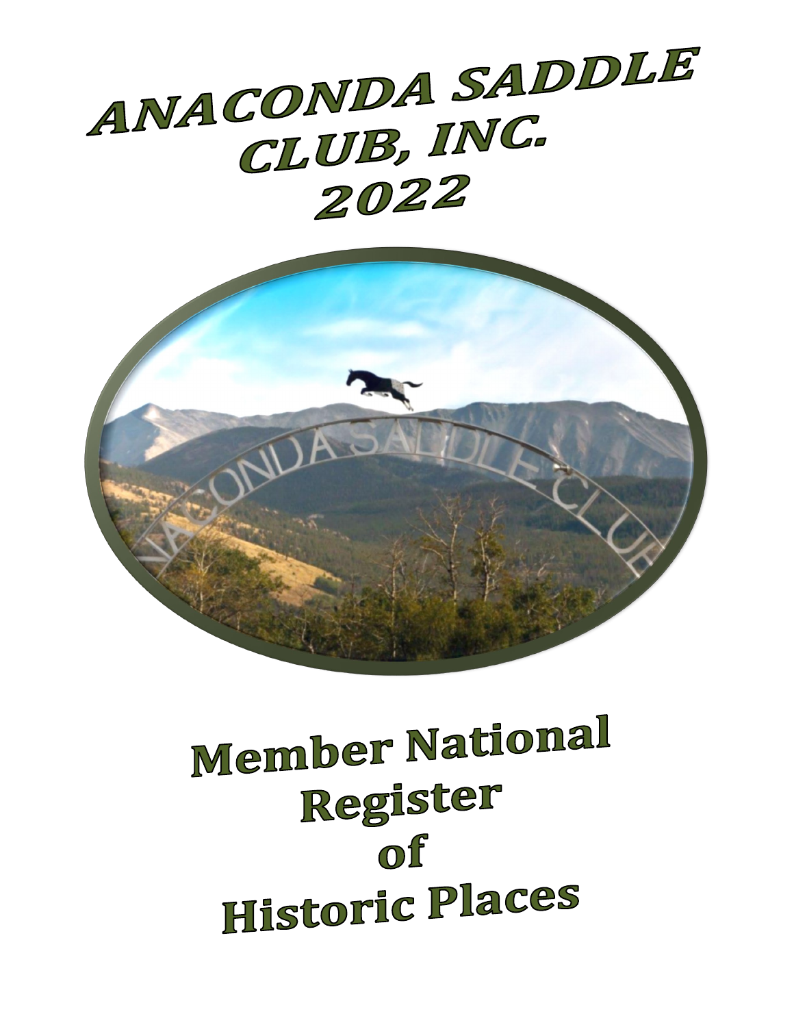# ANACONDA SADDLE CLUB, INC. 2022

## Member National Register of Historic Places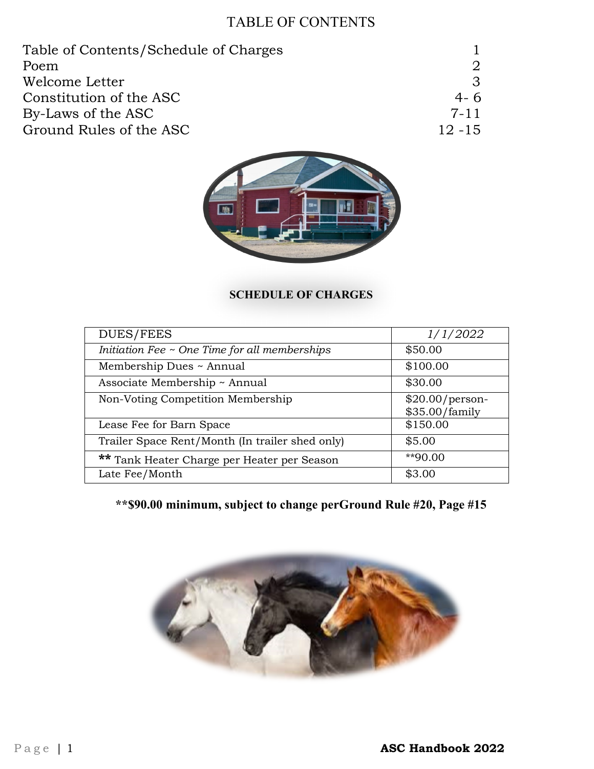# TABLE OF CONTENTS

| | |
|---|---|
| Table of Contents/Schedule of Charges | 1 |
| Poem | 2 |
| Welcome Letter | 3 |
| Constitution of the ASC | 4- 6 |
| By-Laws of the ASC | 7-11 |
| Ground Rules of the ASC | 12 -15 |

## SCHEDULE OF CHARGES

| DUES/FEES | *1/1/2022* |
|---|---|
| *Initiation Fee ~ One Time for all memberships* | $50.00 |
| Membership Dues ~ Annual | $100.00 |
| Associate Membership ~ Annual | $30.00 |
| Non-Voting Competition Membership | $20.00/person- $35.00/family |
| Lease Fee for Barn Space | $150.00 |
| Trailer Space Rent/Month (In trailer shed only) | $5.00 |
| ** Tank Heater Charge per Heater per Season | **90.00 |
| Late Fee/Month | $3.00 |

**\*\*$90.00 minimum, subject to change perGround Rule #20, Page #15**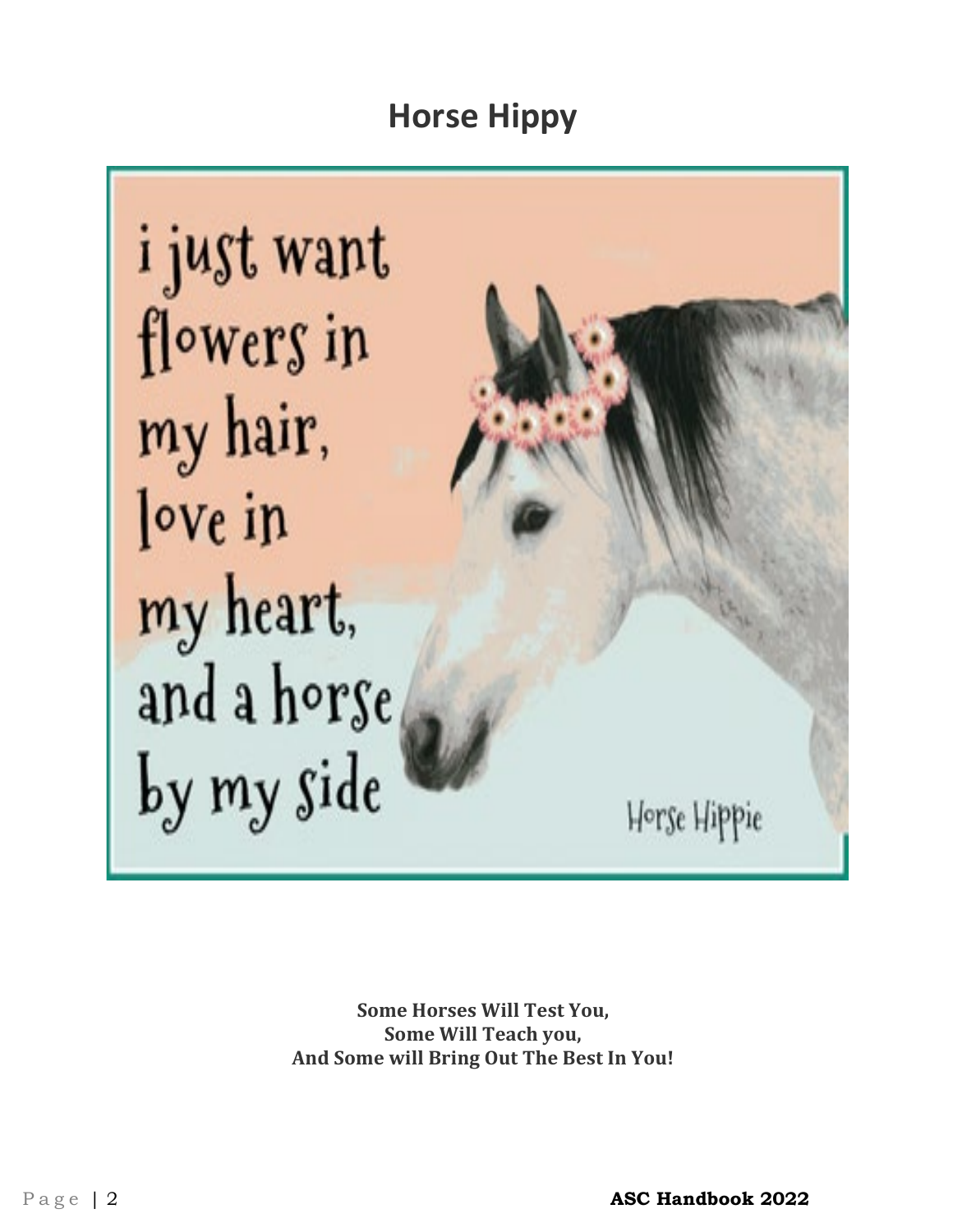# Horse Hippy

i just want flowers in my hair, love in my heart, and a horse by my side

Horse Hippie

**Some Horses Will Test You,**
**Some Will Teach you,**
**And Some will Bring Out The Best In You!**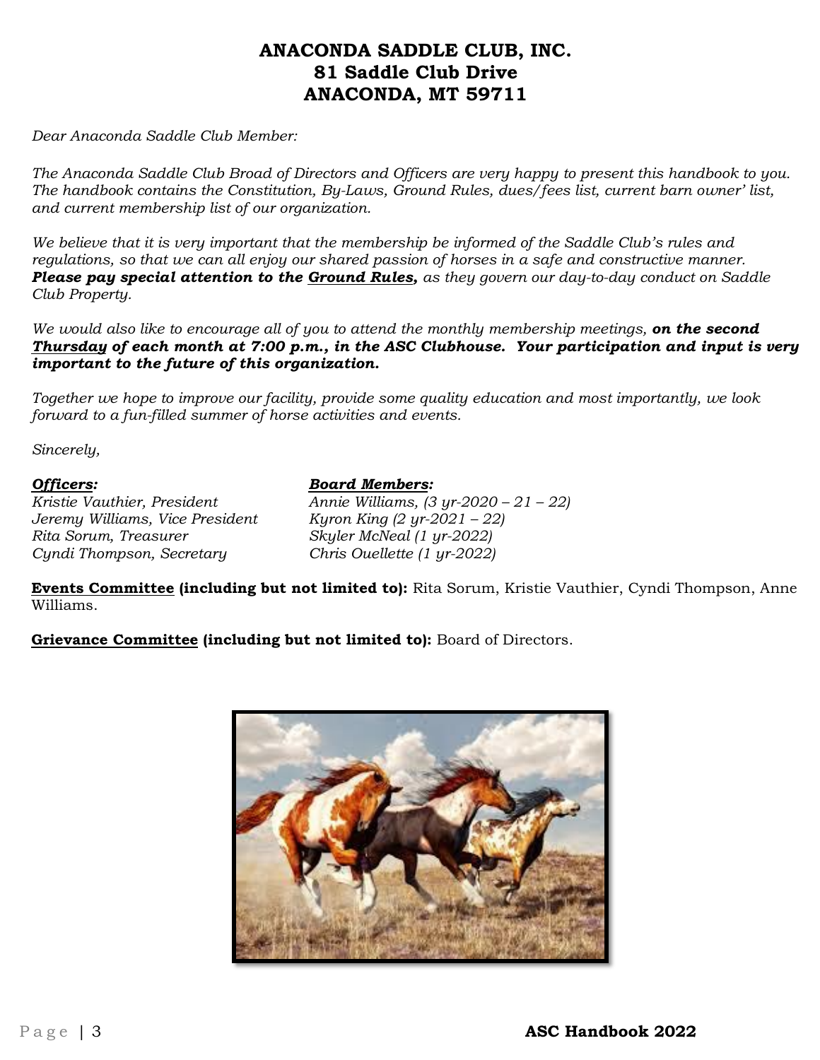# ANACONDA SADDLE CLUB, INC.
# 81 Saddle Club Drive
# ANACONDA, MT 59711

*Dear Anaconda Saddle Club Member:*

*The Anaconda Saddle Club Broad of Directors and Officers are very happy to present this handbook to you. The handbook contains the Constitution, By-Laws, Ground Rules, dues/fees list, current barn owner' list, and current membership list of our organization.*

*We believe that it is very important that the membership be informed of the Saddle Club's rules and regulations, so that we can all enjoy our shared passion of horses in a safe and constructive manner.* ***Please pay special attention to the <u>Ground Rules</u>,*** *as they govern our day-to-day conduct on Saddle Club Property.*

*We would also like to encourage all of you to attend the monthly membership meetings,* ***on the second <u>Thursday</u> of each month at 7:00 p.m., in the ASC Clubhouse. Your participation and input is very important to the future of this organization.***

*Together we hope to improve our facility, provide some quality education and most importantly, we look forward to a fun-filled summer of horse activities and events.*

*Sincerely,*

***<u>Officers</u>:***
*Kristie Vauthier, President*
*Jeremy Williams, Vice President*
*Rita Sorum, Treasurer*
*Cyndi Thompson, Secretary*

***<u>Board Members</u>:***
*Annie Williams, (3 yr-2020 – 21 – 22)*
*Kyron King (2 yr-2021 – 22)*
*Skyler McNeal (1 yr-2022)*
*Chris Ouellette (1 yr-2022)*

**<u>Events Committee</u> (including but not limited to):** Rita Sorum, Kristie Vauthier, Cyndi Thompson, Anne Williams.

**<u>Grievance Committee</u> (including but not limited to):** Board of Directors.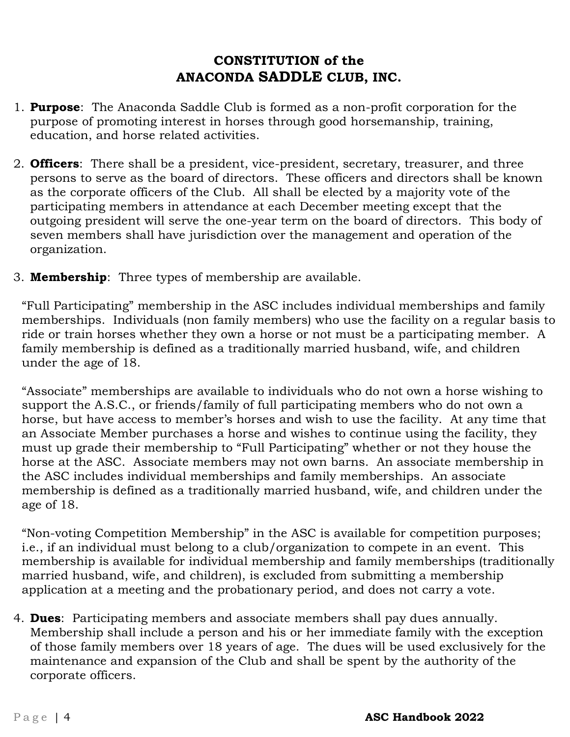# CONSTITUTION of the ANACONDA SADDLE CLUB, INC.

1. **Purpose**: The Anaconda Saddle Club is formed as a non-profit corporation for the purpose of promoting interest in horses through good horsemanship, training, education, and horse related activities.

2. **Officers**: There shall be a president, vice-president, secretary, treasurer, and three persons to serve as the board of directors. These officers and directors shall be known as the corporate officers of the Club. All shall be elected by a majority vote of the participating members in attendance at each December meeting except that the outgoing president will serve the one-year term on the board of directors. This body of seven members shall have jurisdiction over the management and operation of the organization.

3. **Membership**: Three types of membership are available.

   "Full Participating" membership in the ASC includes individual memberships and family memberships. Individuals (non family members) who use the facility on a regular basis to ride or train horses whether they own a horse or not must be a participating member. A family membership is defined as a traditionally married husband, wife, and children under the age of 18.

   "Associate" memberships are available to individuals who do not own a horse wishing to support the A.S.C., or friends/family of full participating members who do not own a horse, but have access to member's horses and wish to use the facility. At any time that an Associate Member purchases a horse and wishes to continue using the facility, they must up grade their membership to "Full Participating" whether or not they house the horse at the ASC. Associate members may not own barns. An associate membership in the ASC includes individual memberships and family memberships. An associate membership is defined as a traditionally married husband, wife, and children under the age of 18.

   "Non-voting Competition Membership" in the ASC is available for competition purposes; i.e., if an individual must belong to a club/organization to compete in an event. This membership is available for individual membership and family memberships (traditionally married husband, wife, and children), is excluded from submitting a membership application at a meeting and the probationary period, and does not carry a vote.

4. **Dues**: Participating members and associate members shall pay dues annually. Membership shall include a person and his or her immediate family with the exception of those family members over 18 years of age. The dues will be used exclusively for the maintenance and expansion of the Club and shall be spent by the authority of the corporate officers.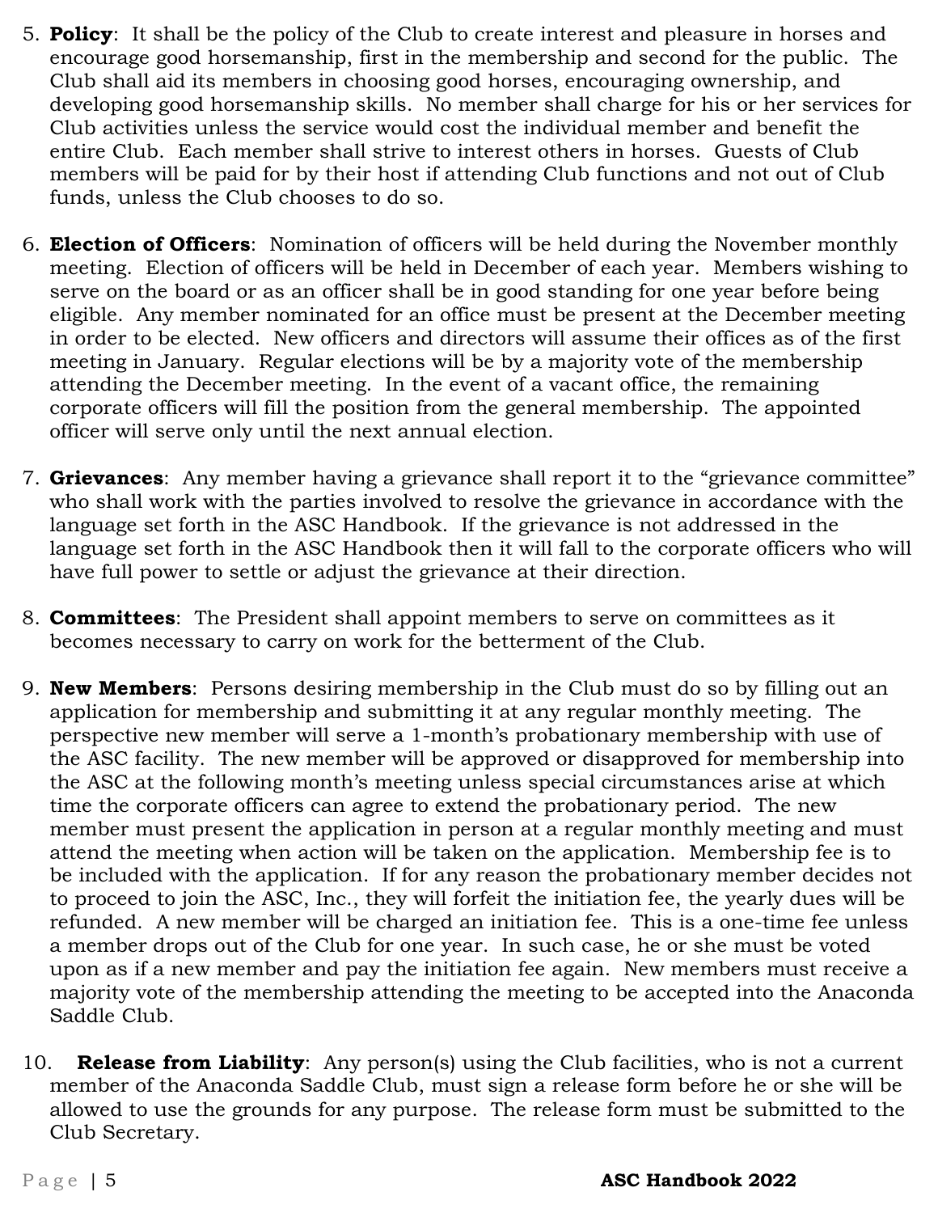5. **Policy**: It shall be the policy of the Club to create interest and pleasure in horses and encourage good horsemanship, first in the membership and second for the public. The Club shall aid its members in choosing good horses, encouraging ownership, and developing good horsemanship skills. No member shall charge for his or her services for Club activities unless the service would cost the individual member and benefit the entire Club. Each member shall strive to interest others in horses. Guests of Club members will be paid for by their host if attending Club functions and not out of Club funds, unless the Club chooses to do so.

6. **Election of Officers**: Nomination of officers will be held during the November monthly meeting. Election of officers will be held in December of each year. Members wishing to serve on the board or as an officer shall be in good standing for one year before being eligible. Any member nominated for an office must be present at the December meeting in order to be elected. New officers and directors will assume their offices as of the first meeting in January. Regular elections will be by a majority vote of the membership attending the December meeting. In the event of a vacant office, the remaining corporate officers will fill the position from the general membership. The appointed officer will serve only until the next annual election.

7. **Grievances**: Any member having a grievance shall report it to the "grievance committee" who shall work with the parties involved to resolve the grievance in accordance with the language set forth in the ASC Handbook. If the grievance is not addressed in the language set forth in the ASC Handbook then it will fall to the corporate officers who will have full power to settle or adjust the grievance at their direction.

8. **Committees**: The President shall appoint members to serve on committees as it becomes necessary to carry on work for the betterment of the Club.

9. **New Members**: Persons desiring membership in the Club must do so by filling out an application for membership and submitting it at any regular monthly meeting. The perspective new member will serve a 1-month's probationary membership with use of the ASC facility. The new member will be approved or disapproved for membership into the ASC at the following month's meeting unless special circumstances arise at which time the corporate officers can agree to extend the probationary period. The new member must present the application in person at a regular monthly meeting and must attend the meeting when action will be taken on the application. Membership fee is to be included with the application. If for any reason the probationary member decides not to proceed to join the ASC, Inc., they will forfeit the initiation fee, the yearly dues will be refunded. A new member will be charged an initiation fee. This is a one-time fee unless a member drops out of the Club for one year. In such case, he or she must be voted upon as if a new member and pay the initiation fee again. New members must receive a majority vote of the membership attending the meeting to be accepted into the Anaconda Saddle Club.

10. **Release from Liability**: Any person(s) using the Club facilities, who is not a current member of the Anaconda Saddle Club, must sign a release form before he or she will be allowed to use the grounds for any purpose. The release form must be submitted to the Club Secretary.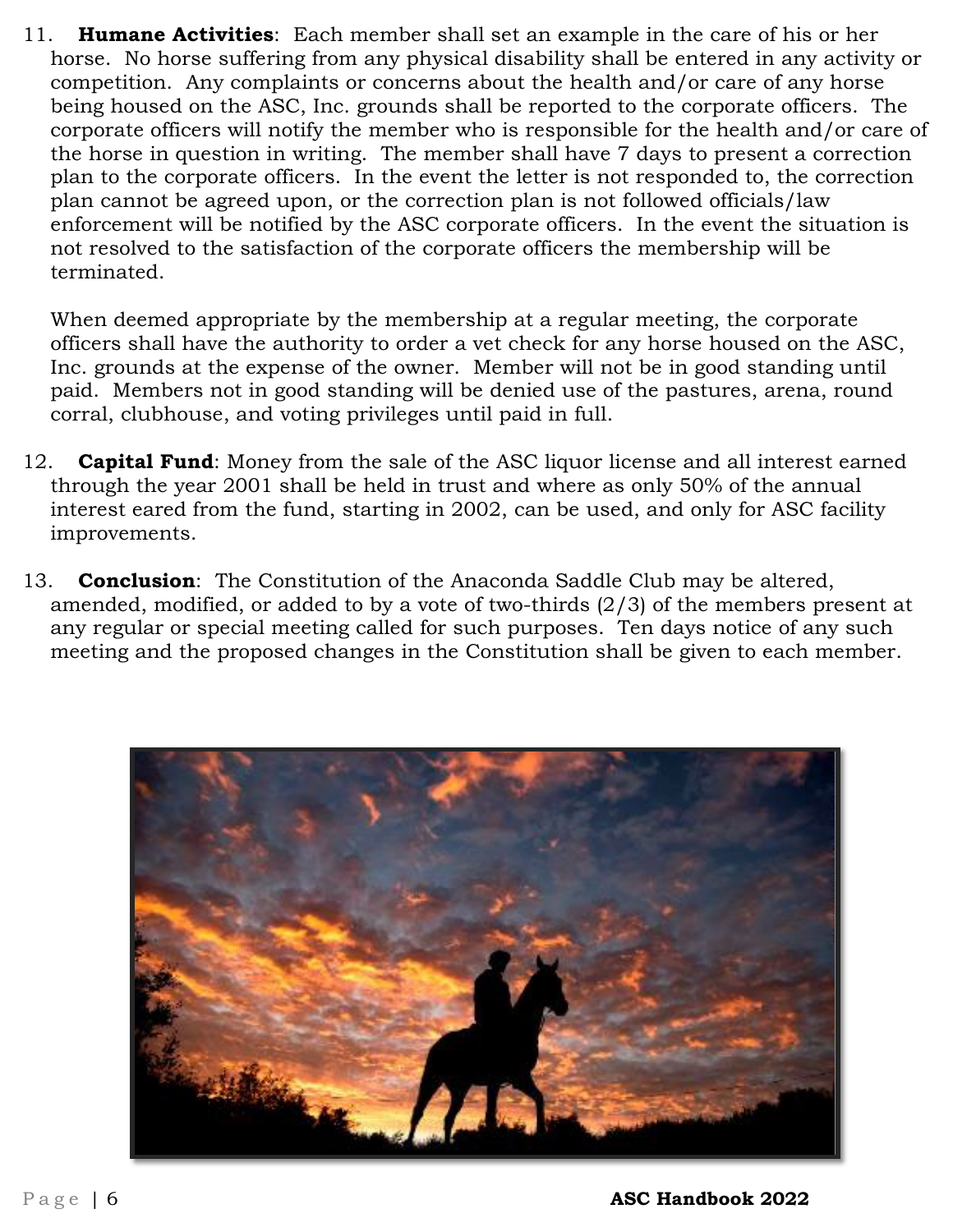11. **Humane Activities**: Each member shall set an example in the care of his or her horse. No horse suffering from any physical disability shall be entered in any activity or competition. Any complaints or concerns about the health and/or care of any horse being housed on the ASC, Inc. grounds shall be reported to the corporate officers. The corporate officers will notify the member who is responsible for the health and/or care of the horse in question in writing. The member shall have 7 days to present a correction plan to the corporate officers. In the event the letter is not responded to, the correction plan cannot be agreed upon, or the correction plan is not followed officials/law enforcement will be notified by the ASC corporate officers. In the event the situation is not resolved to the satisfaction of the corporate officers the membership will be terminated.

    When deemed appropriate by the membership at a regular meeting, the corporate officers shall have the authority to order a vet check for any horse housed on the ASC, Inc. grounds at the expense of the owner. Member will not be in good standing until paid. Members not in good standing will be denied use of the pastures, arena, round corral, clubhouse, and voting privileges until paid in full.

12. **Capital Fund**: Money from the sale of the ASC liquor license and all interest earned through the year 2001 shall be held in trust and where as only 50% of the annual interest eared from the fund, starting in 2002, can be used, and only for ASC facility improvements.

13. **Conclusion**: The Constitution of the Anaconda Saddle Club may be altered, amended, modified, or added to by a vote of two-thirds (2/3) of the members present at any regular or special meeting called for such purposes. Ten days notice of any such meeting and the proposed changes in the Constitution shall be given to each member.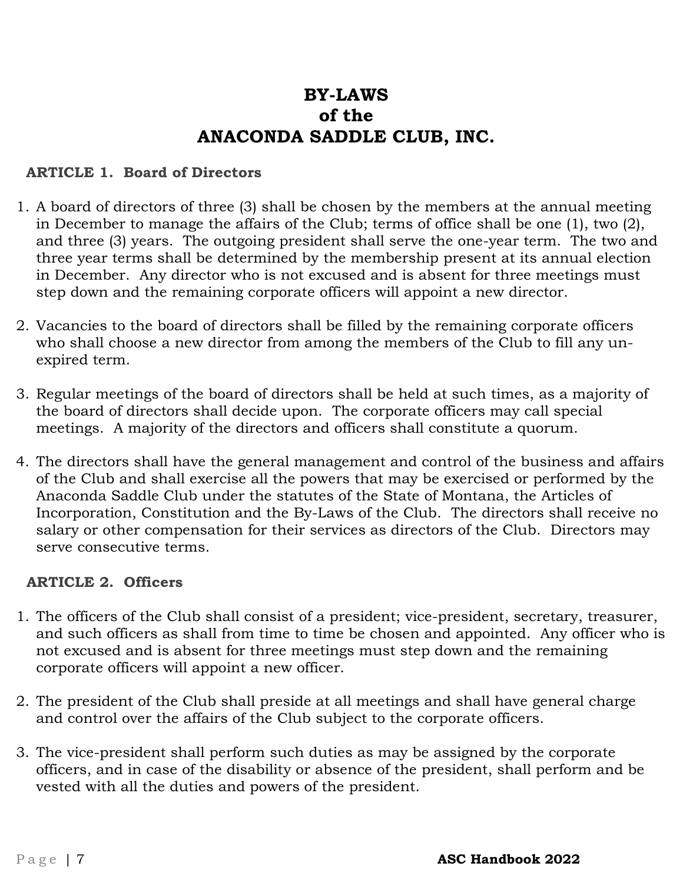# BY-LAWS
# of the
# ANACONDA SADDLE CLUB, INC.

## ARTICLE 1. Board of Directors

1. A board of directors of three (3) shall be chosen by the members at the annual meeting in December to manage the affairs of the Club; terms of office shall be one (1), two (2), and three (3) years. The outgoing president shall serve the one-year term. The two and three year terms shall be determined by the membership present at its annual election in December. Any director who is not excused and is absent for three meetings must step down and the remaining corporate officers will appoint a new director.

2. Vacancies to the board of directors shall be filled by the remaining corporate officers who shall choose a new director from among the members of the Club to fill any un-expired term.

3. Regular meetings of the board of directors shall be held at such times, as a majority of the board of directors shall decide upon. The corporate officers may call special meetings. A majority of the directors and officers shall constitute a quorum.

4. The directors shall have the general management and control of the business and affairs of the Club and shall exercise all the powers that may be exercised or performed by the Anaconda Saddle Club under the statutes of the State of Montana, the Articles of Incorporation, Constitution and the By-Laws of the Club. The directors shall receive no salary or other compensation for their services as directors of the Club. Directors may serve consecutive terms.

## ARTICLE 2. Officers

1. The officers of the Club shall consist of a president; vice-president, secretary, treasurer, and such officers as shall from time to time be chosen and appointed. Any officer who is not excused and is absent for three meetings must step down and the remaining corporate officers will appoint a new officer.

2. The president of the Club shall preside at all meetings and shall have general charge and control over the affairs of the Club subject to the corporate officers.

3. The vice-president shall perform such duties as may be assigned by the corporate officers, and in case of the disability or absence of the president, shall perform and be vested with all the duties and powers of the president.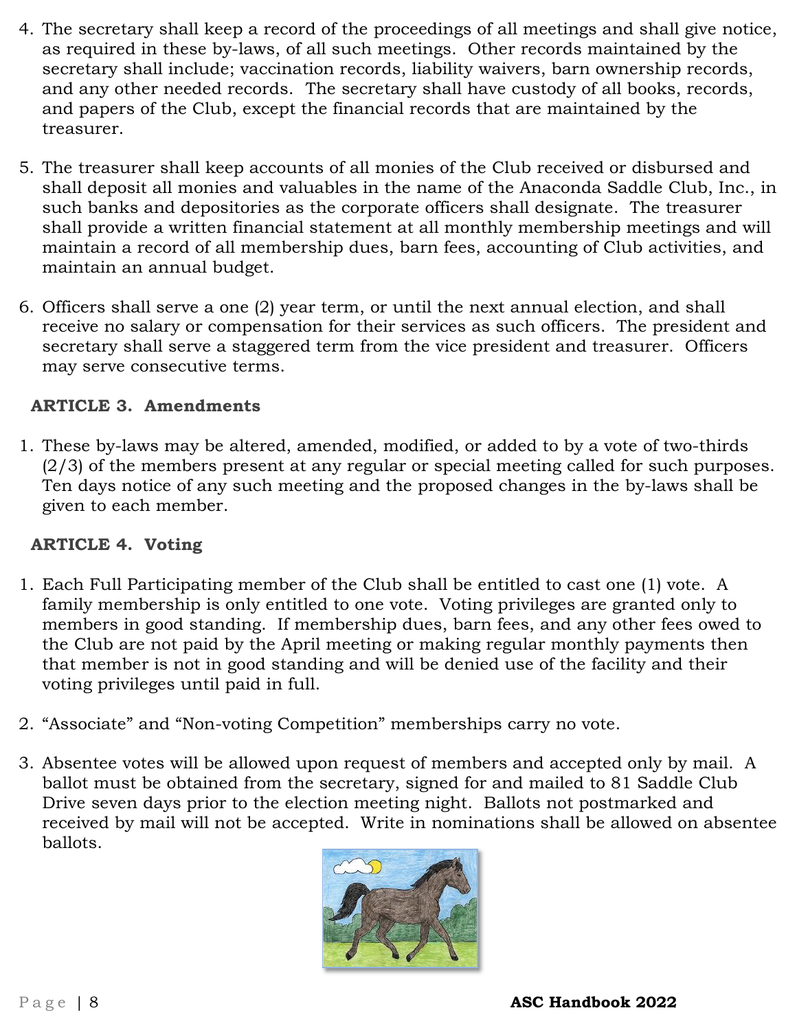4. The secretary shall keep a record of the proceedings of all meetings and shall give notice, as required in these by-laws, of all such meetings. Other records maintained by the secretary shall include; vaccination records, liability waivers, barn ownership records, and any other needed records. The secretary shall have custody of all books, records, and papers of the Club, except the financial records that are maintained by the treasurer.

5. The treasurer shall keep accounts of all monies of the Club received or disbursed and shall deposit all monies and valuables in the name of the Anaconda Saddle Club, Inc., in such banks and depositories as the corporate officers shall designate. The treasurer shall provide a written financial statement at all monthly membership meetings and will maintain a record of all membership dues, barn fees, accounting of Club activities, and maintain an annual budget.

6. Officers shall serve a one (2) year term, or until the next annual election, and shall receive no salary or compensation for their services as such officers. The president and secretary shall serve a staggered term from the vice president and treasurer. Officers may serve consecutive terms.

**ARTICLE 3. Amendments**

1. These by-laws may be altered, amended, modified, or added to by a vote of two-thirds (2/3) of the members present at any regular or special meeting called for such purposes. Ten days notice of any such meeting and the proposed changes in the by-laws shall be given to each member.

**ARTICLE 4. Voting**

1. Each Full Participating member of the Club shall be entitled to cast one (1) vote. A family membership is only entitled to one vote. Voting privileges are granted only to members in good standing. If membership dues, barn fees, and any other fees owed to the Club are not paid by the April meeting or making regular monthly payments then that member is not in good standing and will be denied use of the facility and their voting privileges until paid in full.

2. "Associate" and "Non-voting Competition" memberships carry no vote.

3. Absentee votes will be allowed upon request of members and accepted only by mail. A ballot must be obtained from the secretary, signed for and mailed to 81 Saddle Club Drive seven days prior to the election meeting night. Ballots not postmarked and received by mail will not be accepted. Write in nominations shall be allowed on absentee ballots.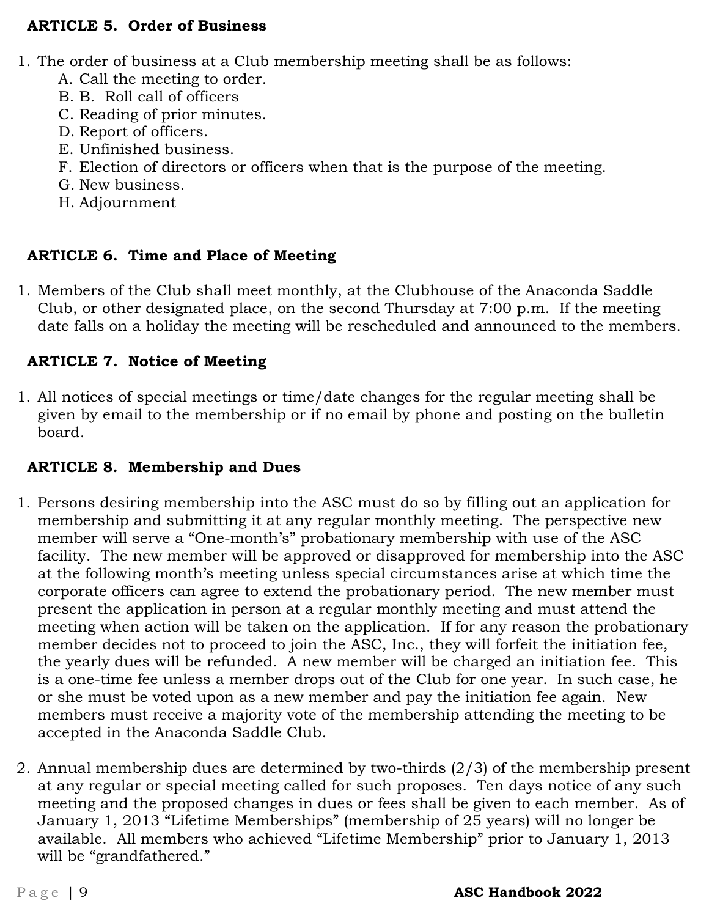## ARTICLE 5. Order of Business

1. The order of business at a Club membership meeting shall be as follows:
   A. Call the meeting to order.
   B. B. Roll call of officers
   C. Reading of prior minutes.
   D. Report of officers.
   E. Unfinished business.
   F. Election of directors or officers when that is the purpose of the meeting.
   G. New business.
   H. Adjournment

## ARTICLE 6. Time and Place of Meeting

1. Members of the Club shall meet monthly, at the Clubhouse of the Anaconda Saddle Club, or other designated place, on the second Thursday at 7:00 p.m. If the meeting date falls on a holiday the meeting will be rescheduled and announced to the members.

## ARTICLE 7. Notice of Meeting

1. All notices of special meetings or time/date changes for the regular meeting shall be given by email to the membership or if no email by phone and posting on the bulletin board.

## ARTICLE 8. Membership and Dues

1. Persons desiring membership into the ASC must do so by filling out an application for membership and submitting it at any regular monthly meeting. The perspective new member will serve a "One-month's" probationary membership with use of the ASC facility. The new member will be approved or disapproved for membership into the ASC at the following month's meeting unless special circumstances arise at which time the corporate officers can agree to extend the probationary period. The new member must present the application in person at a regular monthly meeting and must attend the meeting when action will be taken on the application. If for any reason the probationary member decides not to proceed to join the ASC, Inc., they will forfeit the initiation fee, the yearly dues will be refunded. A new member will be charged an initiation fee. This is a one-time fee unless a member drops out of the Club for one year. In such case, he or she must be voted upon as a new member and pay the initiation fee again. New members must receive a majority vote of the membership attending the meeting to be accepted in the Anaconda Saddle Club.

2. Annual membership dues are determined by two-thirds (2/3) of the membership present at any regular or special meeting called for such proposes. Ten days notice of any such meeting and the proposed changes in dues or fees shall be given to each member. As of January 1, 2013 "Lifetime Memberships" (membership of 25 years) will no longer be available. All members who achieved "Lifetime Membership" prior to January 1, 2013 will be "grandfathered."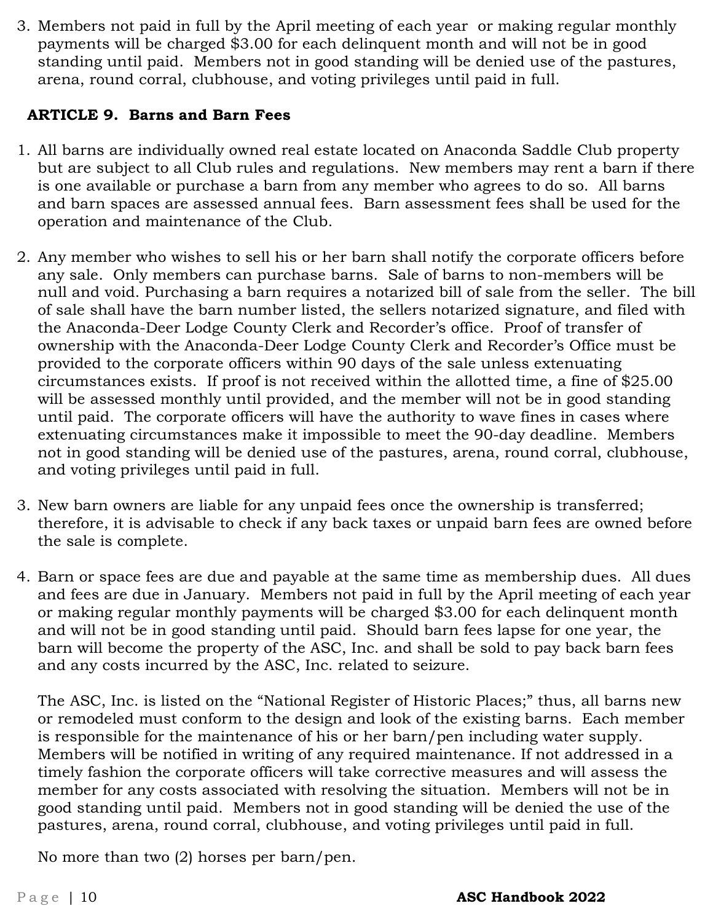3. Members not paid in full by the April meeting of each year or making regular monthly payments will be charged $3.00 for each delinquent month and will not be in good standing until paid. Members not in good standing will be denied use of the pastures, arena, round corral, clubhouse, and voting privileges until paid in full.

## ARTICLE 9. Barns and Barn Fees

1. All barns are individually owned real estate located on Anaconda Saddle Club property but are subject to all Club rules and regulations. New members may rent a barn if there is one available or purchase a barn from any member who agrees to do so. All barns and barn spaces are assessed annual fees. Barn assessment fees shall be used for the operation and maintenance of the Club.

2. Any member who wishes to sell his or her barn shall notify the corporate officers before any sale. Only members can purchase barns. Sale of barns to non-members will be null and void. Purchasing a barn requires a notarized bill of sale from the seller. The bill of sale shall have the barn number listed, the sellers notarized signature, and filed with the Anaconda-Deer Lodge County Clerk and Recorder's office. Proof of transfer of ownership with the Anaconda-Deer Lodge County Clerk and Recorder's Office must be provided to the corporate officers within 90 days of the sale unless extenuating circumstances exists. If proof is not received within the allotted time, a fine of $25.00 will be assessed monthly until provided, and the member will not be in good standing until paid. The corporate officers will have the authority to wave fines in cases where extenuating circumstances make it impossible to meet the 90-day deadline. Members not in good standing will be denied use of the pastures, arena, round corral, clubhouse, and voting privileges until paid in full.

3. New barn owners are liable for any unpaid fees once the ownership is transferred; therefore, it is advisable to check if any back taxes or unpaid barn fees are owned before the sale is complete.

4. Barn or space fees are due and payable at the same time as membership dues. All dues and fees are due in January. Members not paid in full by the April meeting of each year or making regular monthly payments will be charged $3.00 for each delinquent month and will not be in good standing until paid. Should barn fees lapse for one year, the barn will become the property of the ASC, Inc. and shall be sold to pay back barn fees and any costs incurred by the ASC, Inc. related to seizure.

   The ASC, Inc. is listed on the "National Register of Historic Places;" thus, all barns new or remodeled must conform to the design and look of the existing barns. Each member is responsible for the maintenance of his or her barn/pen including water supply. Members will be notified in writing of any required maintenance. If not addressed in a timely fashion the corporate officers will take corrective measures and will assess the member for any costs associated with resolving the situation. Members will not be in good standing until paid. Members not in good standing will be denied the use of the pastures, arena, round corral, clubhouse, and voting privileges until paid in full.

   No more than two (2) horses per barn/pen.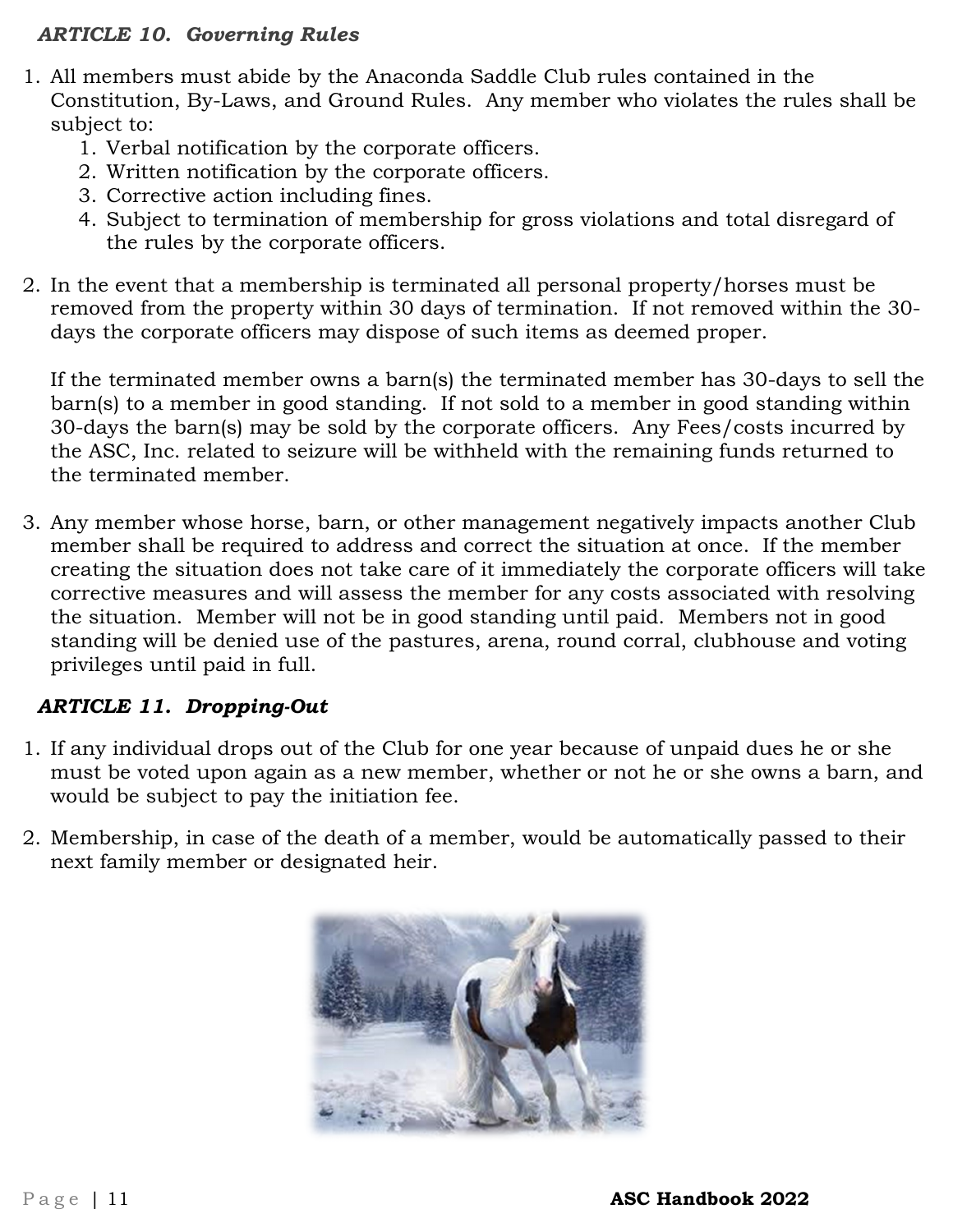### *ARTICLE 10. Governing Rules*

1. All members must abide by the Anaconda Saddle Club rules contained in the Constitution, By-Laws, and Ground Rules. Any member who violates the rules shall be subject to:
   1. Verbal notification by the corporate officers.
   2. Written notification by the corporate officers.
   3. Corrective action including fines.
   4. Subject to termination of membership for gross violations and total disregard of the rules by the corporate officers.

2. In the event that a membership is terminated all personal property/horses must be removed from the property within 30 days of termination. If not removed within the 30-days the corporate officers may dispose of such items as deemed proper.

   If the terminated member owns a barn(s) the terminated member has 30-days to sell the barn(s) to a member in good standing. If not sold to a member in good standing within 30-days the barn(s) may be sold by the corporate officers. Any Fees/costs incurred by the ASC, Inc. related to seizure will be withheld with the remaining funds returned to the terminated member.

3. Any member whose horse, barn, or other management negatively impacts another Club member shall be required to address and correct the situation at once. If the member creating the situation does not take care of it immediately the corporate officers will take corrective measures and will assess the member for any costs associated with resolving the situation. Member will not be in good standing until paid. Members not in good standing will be denied use of the pastures, arena, round corral, clubhouse and voting privileges until paid in full.

### *ARTICLE 11. Dropping-Out*

1. If any individual drops out of the Club for one year because of unpaid dues he or she must be voted upon again as a new member, whether or not he or she owns a barn, and would be subject to pay the initiation fee.

2. Membership, in case of the death of a member, would be automatically passed to their next family member or designated heir.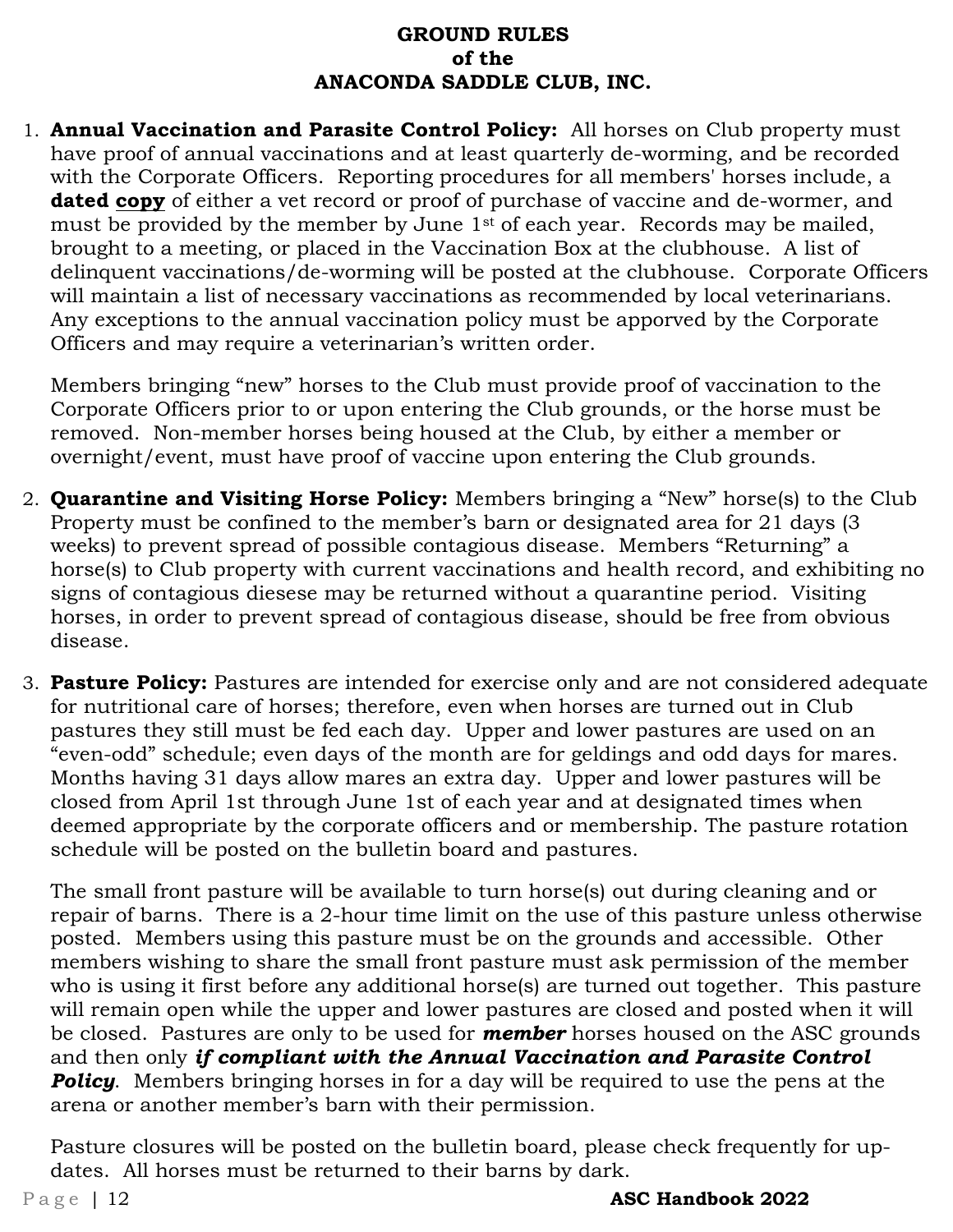# GROUND RULES
# of the
# ANACONDA SADDLE CLUB, INC.

1. **Annual Vaccination and Parasite Control Policy:** All horses on Club property must have proof of annual vaccinations and at least quarterly de-worming, and be recorded with the Corporate Officers. Reporting procedures for all members' horses include, a **dated <u>copy</u>** of either a vet record or proof of purchase of vaccine and de-wormer, and must be provided by the member by June 1st of each year. Records may be mailed, brought to a meeting, or placed in the Vaccination Box at the clubhouse. A list of delinquent vaccinations/de-worming will be posted at the clubhouse. Corporate Officers will maintain a list of necessary vaccinations as recommended by local veterinarians. Any exceptions to the annual vaccination policy must be apporved by the Corporate Officers and may require a veterinarian's written order.

   Members bringing "new" horses to the Club must provide proof of vaccination to the Corporate Officers prior to or upon entering the Club grounds, or the horse must be removed. Non-member horses being housed at the Club, by either a member or overnight/event, must have proof of vaccine upon entering the Club grounds.

2. **Quarantine and Visiting Horse Policy:** Members bringing a "New" horse(s) to the Club Property must be confined to the member's barn or designated area for 21 days (3 weeks) to prevent spread of possible contagious disease. Members "Returning" a horse(s) to Club property with current vaccinations and health record, and exhibiting no signs of contagious diesese may be returned without a quarantine period. Visiting horses, in order to prevent spread of contagious disease, should be free from obvious disease.

3. **Pasture Policy:** Pastures are intended for exercise only and are not considered adequate for nutritional care of horses; therefore, even when horses are turned out in Club pastures they still must be fed each day. Upper and lower pastures are used on an "even-odd" schedule; even days of the month are for geldings and odd days for mares. Months having 31 days allow mares an extra day. Upper and lower pastures will be closed from April 1st through June 1st of each year and at designated times when deemed appropriate by the corporate officers and or membership. The pasture rotation schedule will be posted on the bulletin board and pastures.

   The small front pasture will be available to turn horse(s) out during cleaning and or repair of barns. There is a 2-hour time limit on the use of this pasture unless otherwise posted. Members using this pasture must be on the grounds and accessible. Other members wishing to share the small front pasture must ask permission of the member who is using it first before any additional horse(s) are turned out together. This pasture will remain open while the upper and lower pastures are closed and posted when it will be closed. Pastures are only to be used for ***member*** horses housed on the ASC grounds and then only ***if compliant with the Annual Vaccination and Parasite Control Policy***. Members bringing horses in for a day will be required to use the pens at the arena or another member's barn with their permission.

   Pasture closures will be posted on the bulletin board, please check frequently for up-dates. All horses must be returned to their barns by dark.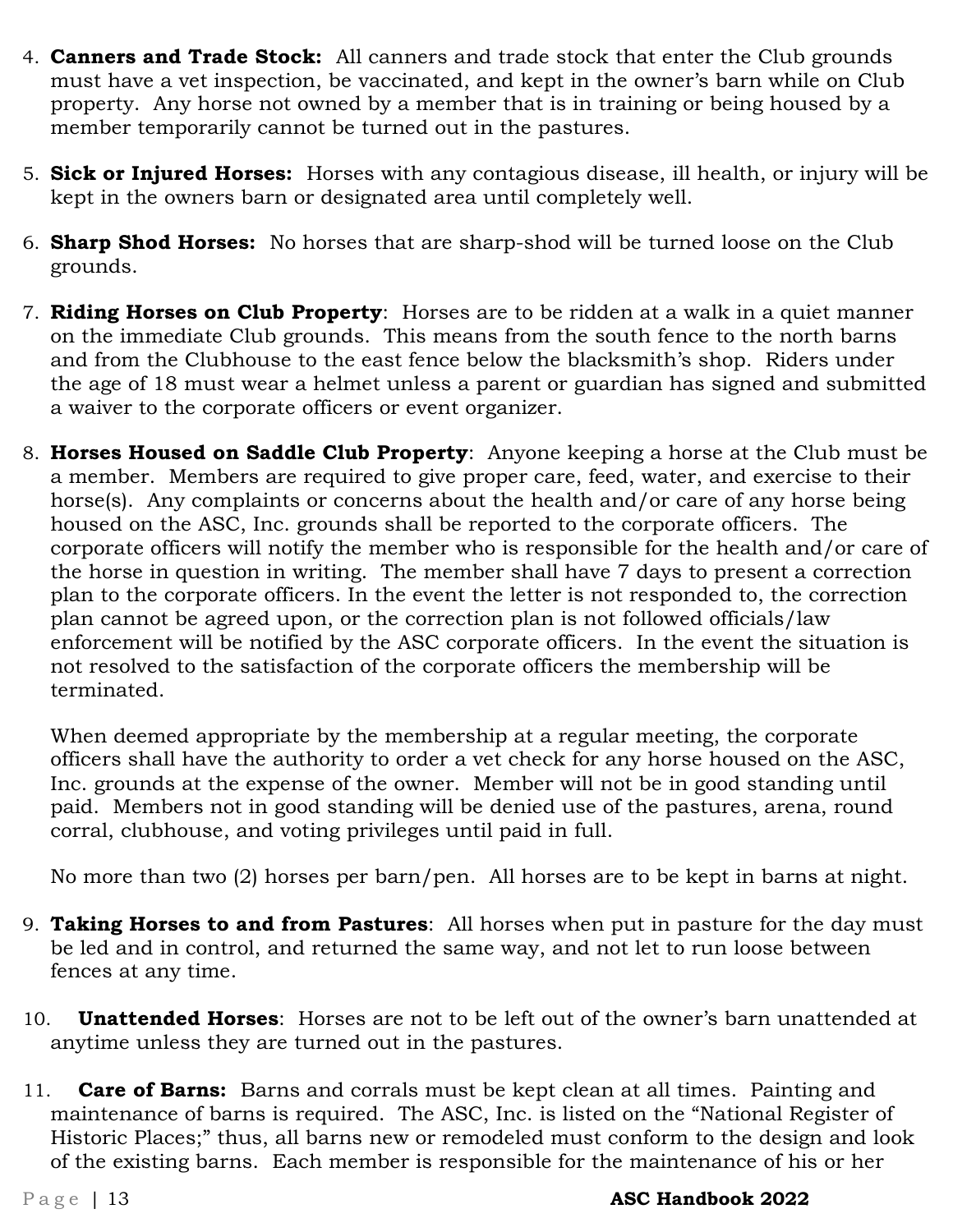4. **Canners and Trade Stock:** All canners and trade stock that enter the Club grounds must have a vet inspection, be vaccinated, and kept in the owner's barn while on Club property. Any horse not owned by a member that is in training or being housed by a member temporarily cannot be turned out in the pastures.

5. **Sick or Injured Horses:** Horses with any contagious disease, ill health, or injury will be kept in the owners barn or designated area until completely well.

6. **Sharp Shod Horses:** No horses that are sharp-shod will be turned loose on the Club grounds.

7. **Riding Horses on Club Property**: Horses are to be ridden at a walk in a quiet manner on the immediate Club grounds. This means from the south fence to the north barns and from the Clubhouse to the east fence below the blacksmith's shop. Riders under the age of 18 must wear a helmet unless a parent or guardian has signed and submitted a waiver to the corporate officers or event organizer.

8. **Horses Housed on Saddle Club Property**: Anyone keeping a horse at the Club must be a member. Members are required to give proper care, feed, water, and exercise to their horse(s). Any complaints or concerns about the health and/or care of any horse being housed on the ASC, Inc. grounds shall be reported to the corporate officers. The corporate officers will notify the member who is responsible for the health and/or care of the horse in question in writing. The member shall have 7 days to present a correction plan to the corporate officers. In the event the letter is not responded to, the correction plan cannot be agreed upon, or the correction plan is not followed officials/law enforcement will be notified by the ASC corporate officers. In the event the situation is not resolved to the satisfaction of the corporate officers the membership will be terminated.

   When deemed appropriate by the membership at a regular meeting, the corporate officers shall have the authority to order a vet check for any horse housed on the ASC, Inc. grounds at the expense of the owner. Member will not be in good standing until paid. Members not in good standing will be denied use of the pastures, arena, round corral, clubhouse, and voting privileges until paid in full.

   No more than two (2) horses per barn/pen. All horses are to be kept in barns at night.

9. **Taking Horses to and from Pastures**: All horses when put in pasture for the day must be led and in control, and returned the same way, and not let to run loose between fences at any time.

10. **Unattended Horses**: Horses are not to be left out of the owner's barn unattended at anytime unless they are turned out in the pastures.

11. **Care of Barns:** Barns and corrals must be kept clean at all times. Painting and maintenance of barns is required. The ASC, Inc. is listed on the "National Register of Historic Places;" thus, all barns new or remodeled must conform to the design and look of the existing barns. Each member is responsible for the maintenance of his or her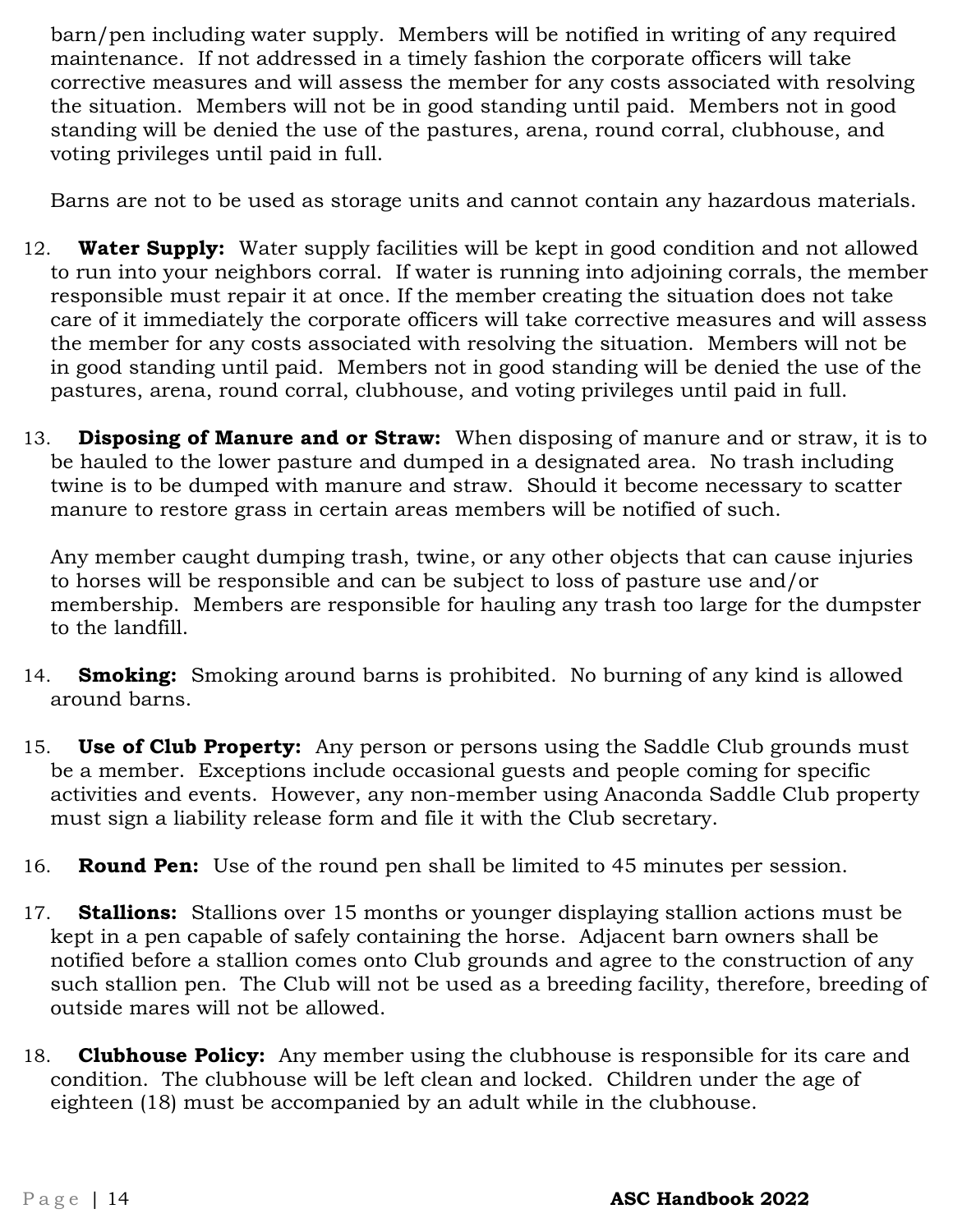barn/pen including water supply. Members will be notified in writing of any required maintenance. If not addressed in a timely fashion the corporate officers will take corrective measures and will assess the member for any costs associated with resolving the situation. Members will not be in good standing until paid. Members not in good standing will be denied the use of the pastures, arena, round corral, clubhouse, and voting privileges until paid in full.

Barns are not to be used as storage units and cannot contain any hazardous materials.

12. **Water Supply:** Water supply facilities will be kept in good condition and not allowed to run into your neighbors corral. If water is running into adjoining corrals, the member responsible must repair it at once. If the member creating the situation does not take care of it immediately the corporate officers will take corrective measures and will assess the member for any costs associated with resolving the situation. Members will not be in good standing until paid. Members not in good standing will be denied the use of the pastures, arena, round corral, clubhouse, and voting privileges until paid in full.

13. **Disposing of Manure and or Straw:** When disposing of manure and or straw, it is to be hauled to the lower pasture and dumped in a designated area. No trash including twine is to be dumped with manure and straw. Should it become necessary to scatter manure to restore grass in certain areas members will be notified of such.

    Any member caught dumping trash, twine, or any other objects that can cause injuries to horses will be responsible and can be subject to loss of pasture use and/or membership. Members are responsible for hauling any trash too large for the dumpster to the landfill.

14. **Smoking:** Smoking around barns is prohibited. No burning of any kind is allowed around barns.

15. **Use of Club Property:** Any person or persons using the Saddle Club grounds must be a member. Exceptions include occasional guests and people coming for specific activities and events. However, any non-member using Anaconda Saddle Club property must sign a liability release form and file it with the Club secretary.

16. **Round Pen:** Use of the round pen shall be limited to 45 minutes per session.

17. **Stallions:** Stallions over 15 months or younger displaying stallion actions must be kept in a pen capable of safely containing the horse. Adjacent barn owners shall be notified before a stallion comes onto Club grounds and agree to the construction of any such stallion pen. The Club will not be used as a breeding facility, therefore, breeding of outside mares will not be allowed.

18. **Clubhouse Policy:** Any member using the clubhouse is responsible for its care and condition. The clubhouse will be left clean and locked. Children under the age of eighteen (18) must be accompanied by an adult while in the clubhouse.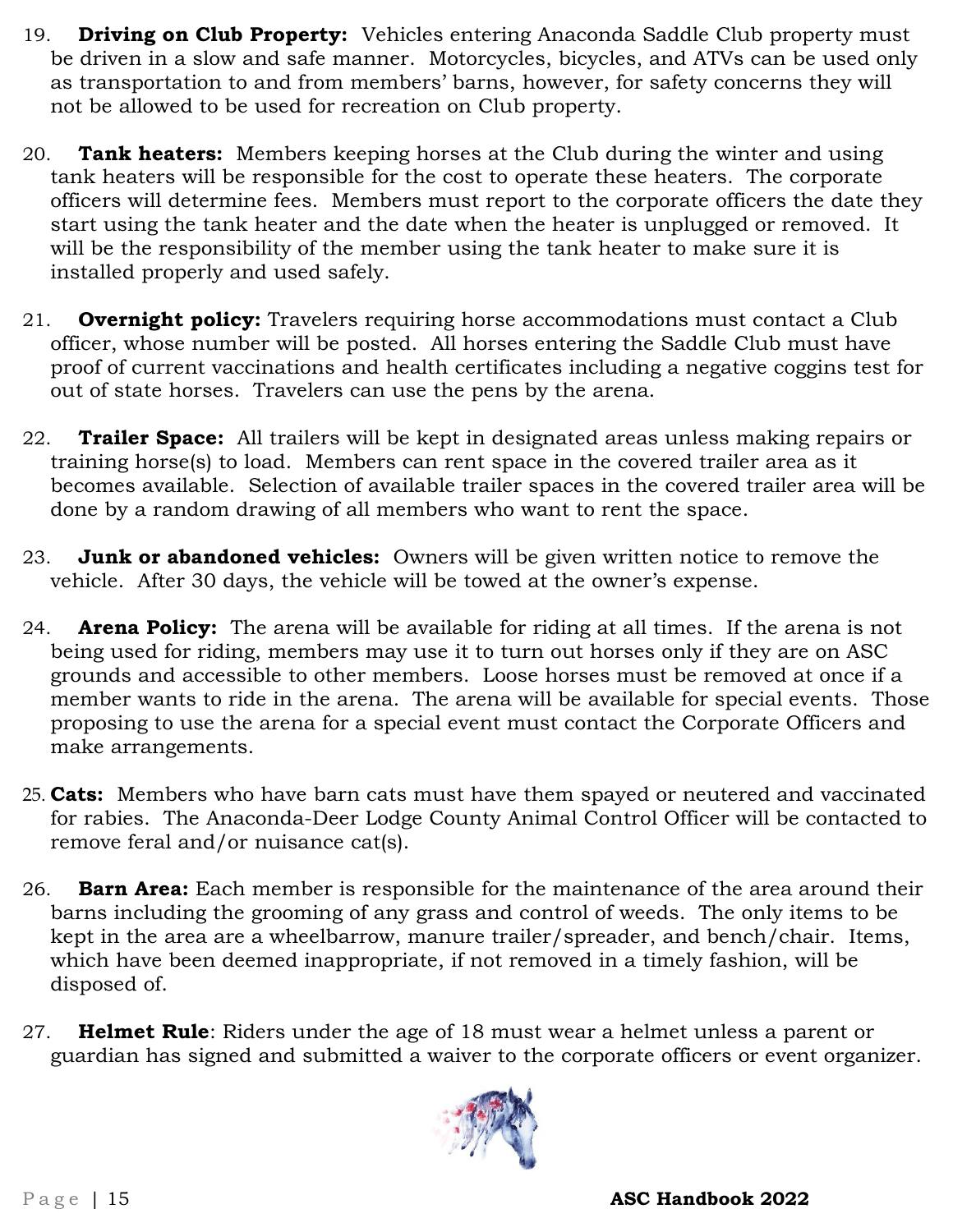19. **Driving on Club Property:** Vehicles entering Anaconda Saddle Club property must be driven in a slow and safe manner. Motorcycles, bicycles, and ATVs can be used only as transportation to and from members' barns, however, for safety concerns they will not be allowed to be used for recreation on Club property.

20. **Tank heaters:** Members keeping horses at the Club during the winter and using tank heaters will be responsible for the cost to operate these heaters. The corporate officers will determine fees. Members must report to the corporate officers the date they start using the tank heater and the date when the heater is unplugged or removed. It will be the responsibility of the member using the tank heater to make sure it is installed properly and used safely.

21. **Overnight policy:** Travelers requiring horse accommodations must contact a Club officer, whose number will be posted. All horses entering the Saddle Club must have proof of current vaccinations and health certificates including a negative coggins test for out of state horses. Travelers can use the pens by the arena.

22. **Trailer Space:** All trailers will be kept in designated areas unless making repairs or training horse(s) to load. Members can rent space in the covered trailer area as it becomes available. Selection of available trailer spaces in the covered trailer area will be done by a random drawing of all members who want to rent the space.

23. **Junk or abandoned vehicles:** Owners will be given written notice to remove the vehicle. After 30 days, the vehicle will be towed at the owner's expense.

24. **Arena Policy:** The arena will be available for riding at all times. If the arena is not being used for riding, members may use it to turn out horses only if they are on ASC grounds and accessible to other members. Loose horses must be removed at once if a member wants to ride in the arena. The arena will be available for special events. Those proposing to use the arena for a special event must contact the Corporate Officers and make arrangements.

25. **Cats:** Members who have barn cats must have them spayed or neutered and vaccinated for rabies. The Anaconda-Deer Lodge County Animal Control Officer will be contacted to remove feral and/or nuisance cat(s).

26. **Barn Area:** Each member is responsible for the maintenance of the area around their barns including the grooming of any grass and control of weeds. The only items to be kept in the area are a wheelbarrow, manure trailer/spreader, and bench/chair. Items, which have been deemed inappropriate, if not removed in a timely fashion, will be disposed of.

27. **Helmet Rule**: Riders under the age of 18 must wear a helmet unless a parent or guardian has signed and submitted a waiver to the corporate officers or event organizer.